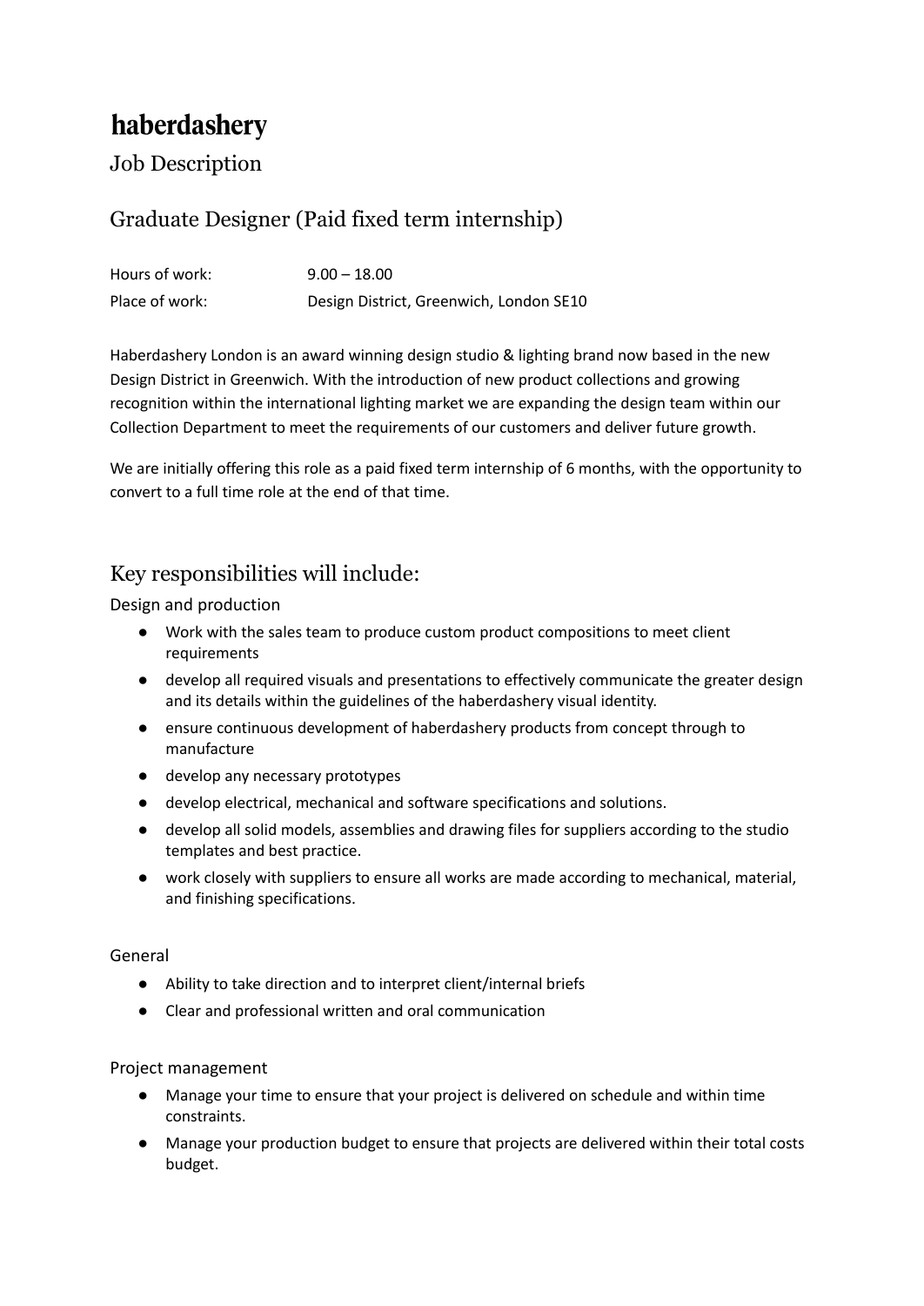# haberdashery

## Job Description

## Graduate Designer (Paid fixed term internship)

| | |
|---|---|
| Hours of work: | 9.00 – 18.00 |
| Place of work: | Design District, Greenwich, London SE10 |

Haberdashery London is an award winning design studio & lighting brand now based in the new Design District in Greenwich. With the introduction of new product collections and growing recognition within the international lighting market we are expanding the design team within our Collection Department to meet the requirements of our customers and deliver future growth.

We are initially offering this role as a paid fixed term internship of 6 months, with the opportunity to convert to a full time role at the end of that time.

## Key responsibilities will include:

### Design and production

- Work with the sales team to produce custom product compositions to meet client requirements
- develop all required visuals and presentations to effectively communicate the greater design and its details within the guidelines of the haberdashery visual identity.
- ensure continuous development of haberdashery products from concept through to manufacture
- develop any necessary prototypes
- develop electrical, mechanical and software specifications and solutions.
- develop all solid models, assemblies and drawing files for suppliers according to the studio templates and best practice.
- work closely with suppliers to ensure all works are made according to mechanical, material, and finishing specifications.

### General

- Ability to take direction and to interpret client/internal briefs
- Clear and professional written and oral communication

### Project management

- Manage your time to ensure that your project is delivered on schedule and within time constraints.
- Manage your production budget to ensure that projects are delivered within their total costs budget.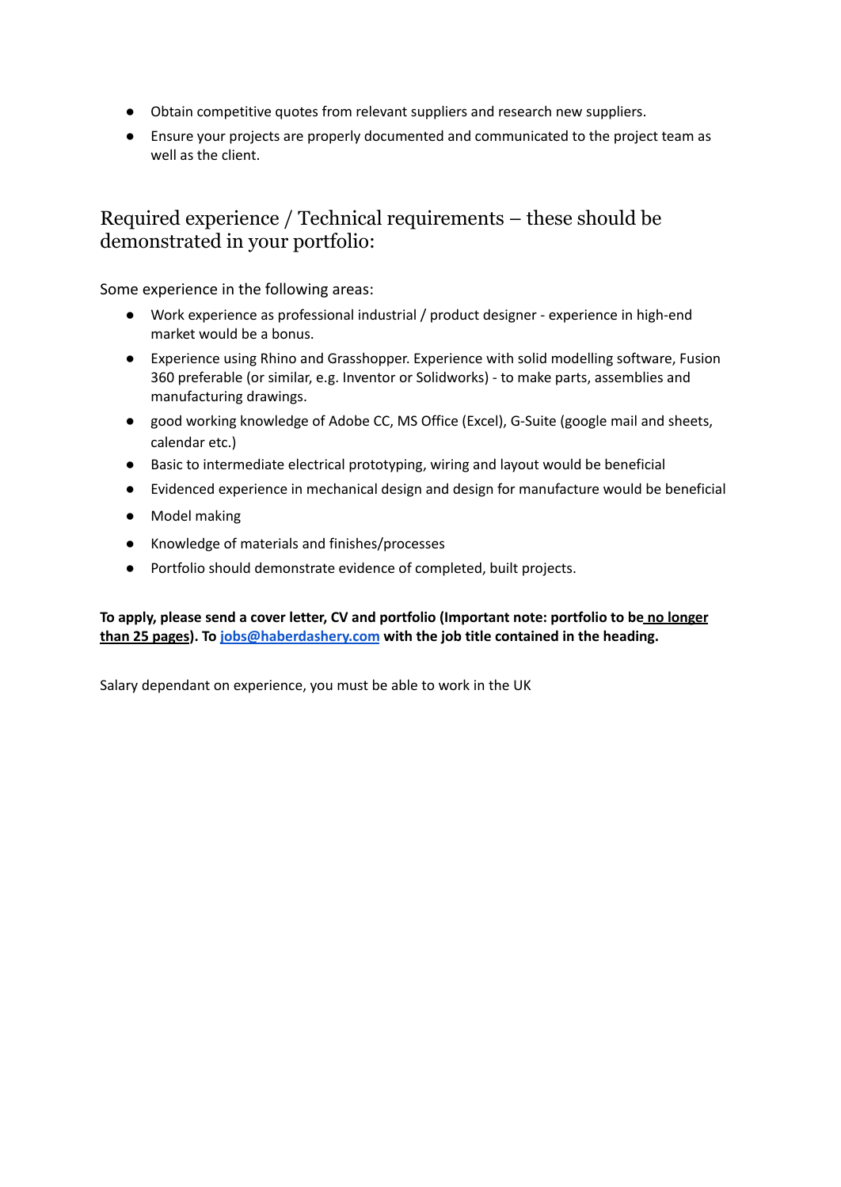- Obtain competitive quotes from relevant suppliers and research new suppliers.
- Ensure your projects are properly documented and communicated to the project team as well as the client.

## Required experience / Technical requirements – these should be demonstrated in your portfolio:

Some experience in the following areas:

- Work experience as professional industrial / product designer - experience in high-end market would be a bonus.
- Experience using Rhino and Grasshopper. Experience with solid modelling software, Fusion 360 preferable (or similar, e.g. Inventor or Solidworks) - to make parts, assemblies and manufacturing drawings.
- good working knowledge of Adobe CC, MS Office (Excel), G-Suite (google mail and sheets, calendar etc.)
- Basic to intermediate electrical prototyping, wiring and layout would be beneficial
- Evidenced experience in mechanical design and design for manufacture would be beneficial
- Model making
- Knowledge of materials and finishes/processes
- Portfolio should demonstrate evidence of completed, built projects.

**To apply, please send a cover letter, CV and portfolio (Important note: portfolio to be <u>no longer than 25 pages</u>). To [jobs@haberdashery.com](mailto:jobs@haberdashery.com) with the job title contained in the heading.**

Salary dependant on experience, you must be able to work in the UK